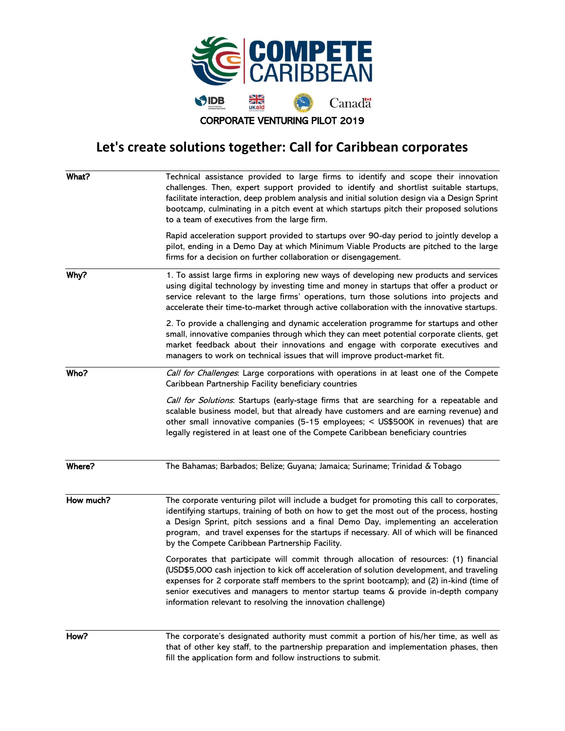# COMPETE CARIBBEAN

IDB | UKaid | Canada

CORPORATE VENTURING PILOT 2019

## Let's create solutions together: Call for Caribbean corporates

| | |
|---|---|
| **What?** | Technical assistance provided to large firms to identify and scope their innovation challenges. Then, expert support provided to identify and shortlist suitable startups, facilitate interaction, deep problem analysis and initial solution design via a Design Sprint bootcamp, culminating in a pitch event at which startups pitch their proposed solutions to a team of executives from the large firm.<br><br>Rapid acceleration support provided to startups over 90-day period to jointly develop a pilot, ending in a Demo Day at which Minimum Viable Products are pitched to the large firms for a decision on further collaboration or disengagement. |
| **Why?** | 1. To assist large firms in exploring new ways of developing new products and services using digital technology by investing time and money in startups that offer a product or service relevant to the large firms' operations, turn those solutions into projects and accelerate their time-to-market through active collaboration with the innovative startups.<br><br>2. To provide a challenging and dynamic acceleration programme for startups and other small, innovative companies through which they can meet potential corporate clients, get market feedback about their innovations and engage with corporate executives and managers to work on technical issues that will improve product-market fit. |
| **Who?** | *Call for Challenges*: Large corporations with operations in at least one of the Compete Caribbean Partnership Facility beneficiary countries<br><br>*Call for Solutions*: Startups (early-stage firms that are searching for a repeatable and scalable business model, but that already have customers and are earning revenue) and other small innovative companies (5-15 employees; < US$500K in revenues) that are legally registered in at least one of the Compete Caribbean beneficiary countries |
| **Where?** | The Bahamas; Barbados; Belize; Guyana; Jamaica; Suriname; Trinidad & Tobago |
| **How much?** | The corporate venturing pilot will include a budget for promoting this call to corporates, identifying startups, training of both on how to get the most out of the process, hosting a Design Sprint, pitch sessions and a final Demo Day, implementing an acceleration program, and travel expenses for the startups if necessary. All of which will be financed by the Compete Caribbean Partnership Facility.<br><br>Corporates that participate will commit through allocation of resources: (1) financial (USD$5,000 cash injection to kick off acceleration of solution development, and traveling expenses for 2 corporate staff members to the sprint bootcamp); and (2) in-kind (time of senior executives and managers to mentor startup teams & provide in-depth company information relevant to resolving the innovation challenge) |
| **How?** | The corporate's designated authority must commit a portion of his/her time, as well as that of other key staff, to the partnership preparation and implementation phases, then fill the application form and follow instructions to submit. |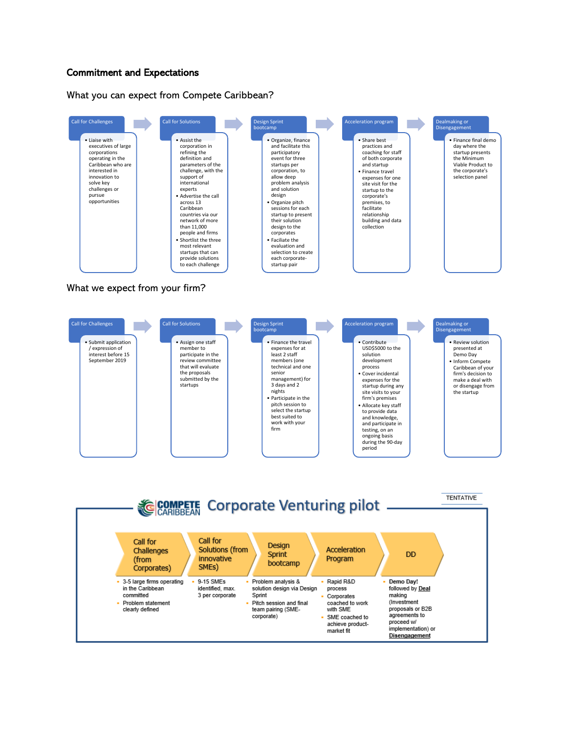## Commitment and Expectations

### What you can expect from Compete Caribbean?

**Call for Challenges**
- Liaise with executives of large corporations operating in the Caribbean who are interested in innovation to solve key challenges or pursue opportunities

**Call for Solutions**
- Assist the corporation in refining the definition and parameters of the challenge, with the support of international experts
- Advertise the call across 13 Caribbean countries via our network of more than 11,000 people and firms
- Shortlist the three most relevant startups that can provide solutions to each challenge

**Design Sprint bootcamp**
- Organize, finance and facilitate this participatory event for three startups per corporation, to allow deep problem analysis and solution design
- Organize pitch sessions for each startup to present their solution design to the corporates
- Facilitate the evaluation and selection to create each corporate-startup pair

**Acceleration program**
- Share best practices and coaching for staff of both corporate and startup
- Finance travel expenses for one site visit for the startup to the corporate's premises, to facilitate relationship building and data collection

**Dealmaking or Disengagement**
- Finance final demo day where the startup presents the Minimum Viable Product to the corporate's selection panel

### What we expect from your firm?

**Call for Challenges**
- Submit application / expression of interest before 15 September 2019

**Call for Solutions**
- Assign one staff member to participate in the review committee that will evaluate the proposals submitted by the startups

**Design Sprint bootcamp**
- Finance the travel expenses for at least 2 staff members (one technical and one senior management) for 3 days and 2 nights
- Participate in the pitch session to select the startup best suited to work with your firm

**Acceleration program**
- Contribute USD$5000 to the solution development process
- Cover incidental expenses for the startup during any site visits to your firm's premises
- Allocate key staff to provide data and knowledge, and participate in testing, on an ongoing basis during the 90-day period

**Dealmaking or Disengagement**
- Review solution presented at Demo Day
- Inform Compete Caribbean of your firm's decision to make a deal with or disengage from the startup

### COMPETE CARIBBEAN Corporate Venturing pilot

TENTATIVE

**Call for Challenges (from Corporates)**
- 3-5 large firms operating in the Caribbean committed
- Problem statement clearly defined

**Call for Solutions (from innovative SMEs)**
- 9-15 SMEs identified, max. 3 per corporate

**Design Sprint bootcamp**
- Problem analysis & solution design via Design Sprint
- Pitch session and final team pairing (SME-corporate)

**Acceleration Program**
- Rapid R&D process
- Corporates coached to work with SME
- SME coached to achieve product-market fit

**DD**
- Demo Day! followed by Deal making (Investment proposals or B2B agreements to proceed w/ implementation) or Disengagement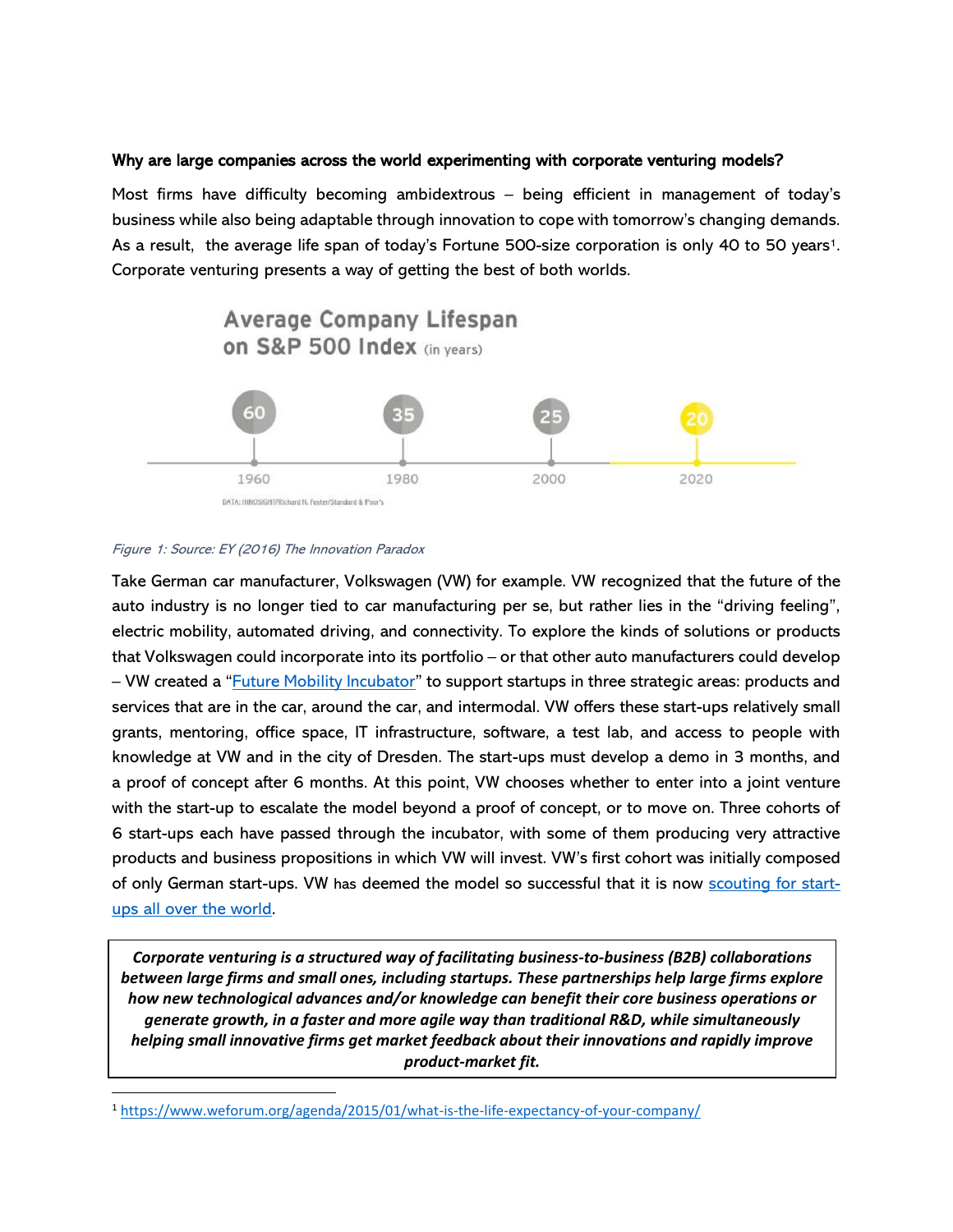**Why are large companies across the world experimenting with corporate venturing models?**

Most firms have difficulty becoming ambidextrous – being efficient in management of today's business while also being adaptable through innovation to cope with tomorrow's changing demands. As a result, the average life span of today's Fortune 500-size corporation is only 40 to 50 years[1]. Corporate venturing presents a way of getting the best of both worlds.

Average Company Lifespan on S&P 500 Index (in years)

60
1960
35
1980
25
2000
20
2020

DATA: INNOSIGHT/Richard N. Foster/Standard & Poor's

*Figure 1: Source: EY (2016) The Innovation Paradox*

Take German car manufacturer, Volkswagen (VW) for example. VW recognized that the future of the auto industry is no longer tied to car manufacturing per se, but rather lies in the "driving feeling", electric mobility, automated driving, and connectivity. To explore the kinds of solutions or products that Volkswagen could incorporate into its portfolio – or that other auto manufacturers could develop – VW created a "Future Mobility Incubator" to support startups in three strategic areas: products and services that are in the car, around the car, and intermodal. VW offers these start-ups relatively small grants, mentoring, office space, IT infrastructure, software, a test lab, and access to people with knowledge at VW and in the city of Dresden. The start-ups must develop a demo in 3 months, and a proof of concept after 6 months. At this point, VW chooses whether to enter into a joint venture with the start-up to escalate the model beyond a proof of concept, or to move on. Three cohorts of 6 start-ups each have passed through the incubator, with some of them producing very attractive products and business propositions in which VW will invest. VW's first cohort was initially composed of only German start-ups. VW has deemed the model so successful that it is now scouting for start-ups all over the world.

> ***Corporate venturing is a structured way of facilitating business-to-business (B2B) collaborations between large firms and small ones, including startups. These partnerships help large firms explore how new technological advances and/or knowledge can benefit their core business operations or generate growth, in a faster and more agile way than traditional R&D, while simultaneously helping small innovative firms get market feedback about their innovations and rapidly improve product-market fit.***

[1] https://www.weforum.org/agenda/2015/01/what-is-the-life-expectancy-of-your-company/